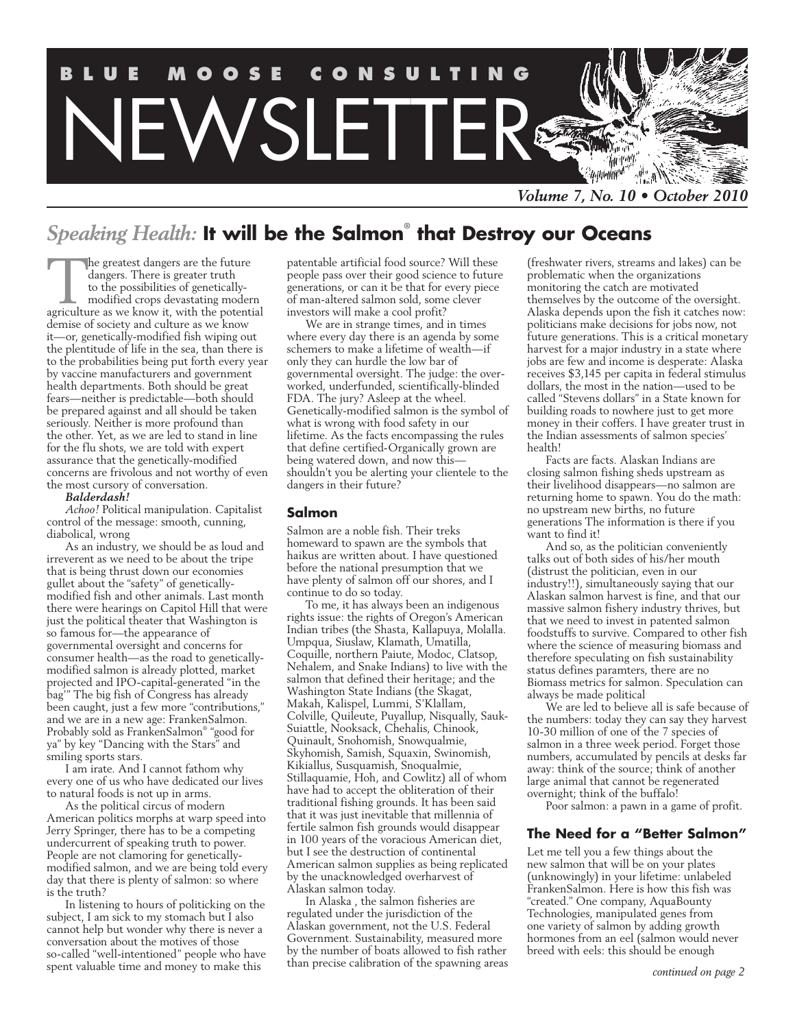# BLUE MOOSE CONSULTING NEWSLETTER

*Volume 7, No. 10 • October 2010*

## *Speaking Health:* It will be the Salmon® that Destroy our Oceans

The greatest dangers are the future dangers. There is greater truth to the possibilities of genetically-modified crops devastating modern agriculture as we know it, with the potential demise of society and culture as we know it—or, genetically-modified fish wiping out the plentitude of life in the sea, than there is to the probabilities being put forth every year by vaccine manufacturers and government health departments. Both should be great fears—neither is predictable—both should be prepared against and all should be taken seriously. Neither is more profound than the other. Yet, as we are led to stand in line for the flu shots, we are told with expert assurance that the genetically-modified concerns are frivolous and not worthy of even the most cursory of conversation.

***Balderdash!***

*Achoo!* Political manipulation. Capitalist control of the message: smooth, cunning, diabolical, wrong

As an industry, we should be as loud and irreverent as we need to be about the tripe that is being thrust down our economies gullet about the "safety" of genetically-modified fish and other animals. Last month there were hearings on Capitol Hill that were just the political theater that Washington is so famous for—the appearance of governmental oversight and concerns for consumer health—as the road to genetically-modified salmon is already plotted, market projected and IPO-capital-generated "in the bag'" The big fish of Congress has already been caught, just a few more "contributions," and we are in a new age: FrankenSalmon. Probably sold as FrankenSalmon® "good for ya" by key "Dancing with the Stars" and smiling sports stars.

I am irate. And I cannot fathom why every one of us who have dedicated our lives to natural foods is not up in arms.

As the political circus of modern American politics morphs at warp speed into Jerry Springer, there has to be a competing undercurrent of speaking truth to power. People are not clamoring for genetically-modified salmon, and we are being told every day that there is plenty of salmon: so where is the truth?

In listening to hours of politicking on the subject, I am sick to my stomach but I also cannot help but wonder why there is never a conversation about the motives of those so-called "well-intentioned" people who have spent valuable time and money to make this patentable artificial food source? Will these people pass over their good science to future generations, or can it be that for every piece of man-altered salmon sold, some clever investors will make a cool profit?

We are in strange times, and in times where every day there is an agenda by some schemers to make a lifetime of wealth—if only they can hurdle the low bar of governmental oversight. The judge: the over-worked, underfunded, scientifically-blinded FDA. The jury? Asleep at the wheel. Genetically-modified salmon is the symbol of what is wrong with food safety in our lifetime. As the facts encompassing the rules that define certified-Organically grown are being watered down, and now this—shouldn't you be alerting your clientele to the dangers in their future?

### Salmon

Salmon are a noble fish. Their treks homeward to spawn are the symbols that haikus are written about. I have questioned before the national presumption that we have plenty of salmon off our shores, and I continue to do so today.

To me, it has always been an indigenous rights issue: the rights of Oregon's American Indian tribes (the Shasta, Kallapuya, Molalla. Umpqua, Siuslaw, Klamath, Umatilla, Coquille, northern Paiute, Modoc, Clatsop, Nehalem, and Snake Indians) to live with the salmon that defined their heritage; and the Washington State Indians (the Skagat, Makah, Kalispel, Lummi, S'Klallam, Colville, Quileute, Puyallup, Nisqually, Sauk-Suiattle, Nooksack, Chehalis, Chinook, Quinault, Snohomish, Snowqualmie, Skyhomish, Samish, Squaxin, Swinomish, Kikiallus, Susquamish, Snoqualmie, Stillaquamie, Hoh, and Cowlitz) all of whom have had to accept the obliteration of their traditional fishing grounds. It has been said that it was just inevitable that millennia of fertile salmon fish grounds would disappear in 100 years of the voracious American diet, but I see the destruction of continental American salmon supplies as being replicated by the unacknowledged overharvest of Alaskan salmon today.

In Alaska , the salmon fisheries are regulated under the jurisdiction of the Alaskan government, not the U.S. Federal Government. Sustainability, measured more by the number of boats allowed to fish rather than precise calibration of the spawning areas (freshwater rivers, streams and lakes) can be problematic when the organizations monitoring the catch are motivated themselves by the outcome of the oversight. Alaska depends upon the fish it catches now: politicians make decisions for jobs now, not future generations. This is a critical monetary harvest for a major industry in a state where jobs are few and income is desperate: Alaska receives $3,145 per capita in federal stimulus dollars, the most in the nation—used to be called "Stevens dollars" in a State known for building roads to nowhere just to get more money in their coffers. I have greater trust in the Indian assessments of salmon species' health!

Facts are facts. Alaskan Indians are closing salmon fishing sheds upstream as their livelihood disappears—no salmon are returning home to spawn. You do the math: no upstream new births, no future generations The information is there if you want to find it!

And so, as the politician conveniently talks out of both sides of his/her mouth (distrust the politician, even in our industry!!), simultaneously saying that our Alaskan salmon harvest is fine, and that our massive salmon fishery industry thrives, but that we need to invest in patented salmon foodstuffs to survive. Compared to other fish where the science of measuring biomass and therefore speculating on fish sustainability status defines paramters, there are no Biomass metrics for salmon. Speculation can always be made political

We are led to believe all is safe because of the numbers: today they can say they harvest 10-30 million of one of the 7 species of salmon in a three week period. Forget those numbers, accumulated by pencils at desks far away: think of the source; think of another large animal that cannot be regenerated overnight; think of the buffalo!

Poor salmon: a pawn in a game of profit.

### The Need for a "Better Salmon"

Let me tell you a few things about the new salmon that will be on your plates (unknowingly) in your lifetime: unlabeled FrankenSalmon. Here is how this fish was "created." One company, AquaBounty Technologies, manipulated genes from one variety of salmon by adding growth hormones from an eel (salmon would never breed with eels: this should be enough

*continued on page 2*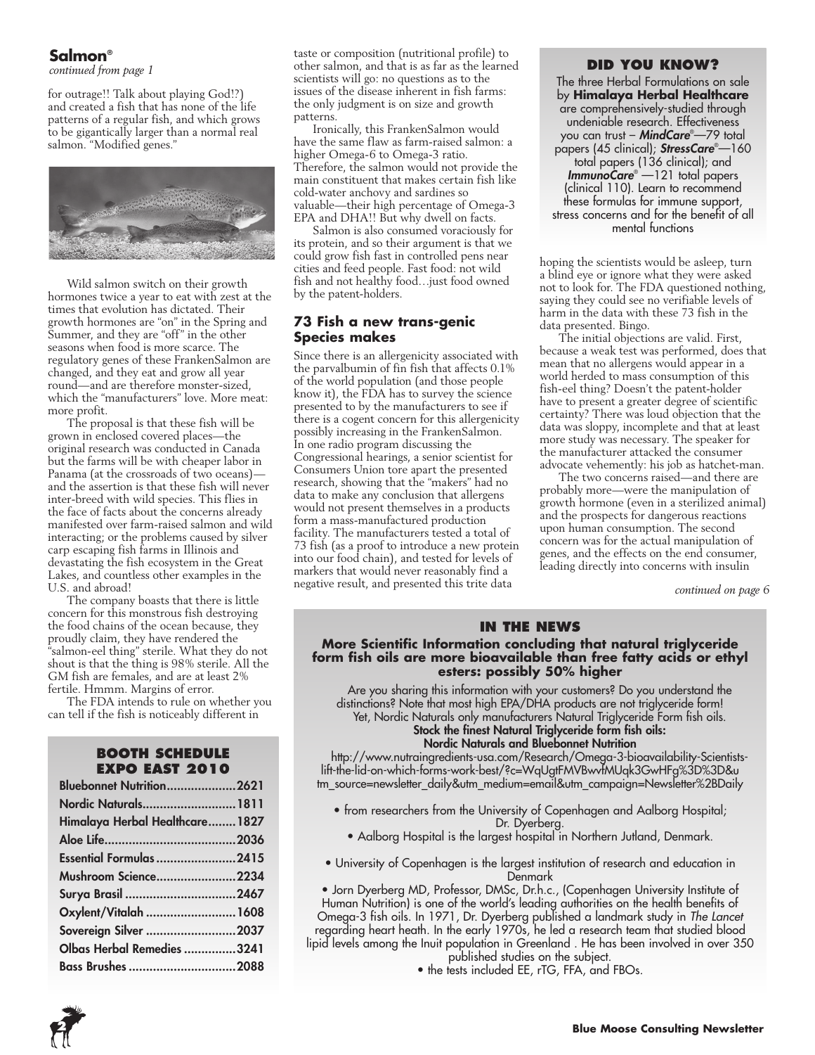## Salmon®

*continued from page 1*

for outrage!! Talk about playing God!?) and created a fish that has none of the life patterns of a regular fish, and which grows to be gigantically larger than a normal real salmon. "Modified genes."

Wild salmon switch on their growth hormones twice a year to eat with zest at the times that evolution has dictated. Their growth hormones are "on" in the Spring and Summer, and they are "off" in the other seasons when food is more scarce. The regulatory genes of these FrankenSalmon are changed, and they eat and grow all year round—and are therefore monster-sized, which the "manufacturers" love. More meat: more profit.

The proposal is that these fish will be grown in enclosed covered places—the original research was conducted in Canada but the farms will be with cheaper labor in Panama (at the crossroads of two oceans)—and the assertion is that these fish will never inter-breed with wild species. This flies in the face of facts about the concerns already manifested over farm-raised salmon and wild interacting; or the problems caused by silver carp escaping fish farms in Illinois and devastating the fish ecosystem in the Great Lakes, and countless other examples in the U.S. and abroad!

The company boasts that there is little concern for this monstrous fish destroying the food chains of the ocean because, they proudly claim, they have rendered the "salmon-eel thing" sterile. What they do not shout is that the thing is 98% sterile. All the GM fish are females, and are at least 2% fertile. Hmmm. Margins of error.

The FDA intends to rule on whether you can tell if the fish is noticeably different in taste or composition (nutritional profile) to other salmon, and that is as far as the learned scientists will go: no questions as to the issues of the disease inherent in fish farms: the only judgment is on size and growth patterns.

Ironically, this FrankenSalmon would have the same flaw as farm-raised salmon: a higher Omega-6 to Omega-3 ratio. Therefore, the salmon would not provide the main constituent that makes certain fish like cold-water anchovy and sardines so valuable—their high percentage of Omega-3 EPA and DHA!! But why dwell on facts.

Salmon is also consumed voraciously for its protein, and so their argument is that we could grow fish fast in controlled pens near cities and feed people. Fast food: not wild fish and not healthy food…just food owned by the patent-holders.

### 73 Fish a new trans-genic Species makes

Since there is an allergenicity associated with the parvalbumin of fin fish that affects 0.1% of the world population (and those people know it), the FDA has to survey the science presented to by the manufacturers to see if there is a cogent concern for this allergenicity possibly increasing in the FrankenSalmon. In one radio program discussing the Congressional hearings, a senior scientist for Consumers Union tore apart the presented research, showing that the "makers" had no data to make any conclusion that allergens would not present themselves in a products form a mass-manufactured production facility. The manufacturers tested a total of 73 fish (as a proof to introduce a new protein into our food chain), and tested for levels of markers that would never reasonably find a negative result, and presented this trite data hoping the scientists would be asleep, turn a blind eye or ignore what they were asked not to look for. The FDA questioned nothing, saying they could see no verifiable levels of harm in the data with these 73 fish in the data presented. Bingo.

The initial objections are valid. First, because a weak test was performed, does that mean that no allergens would appear in a world herded to mass consumption of this fish-eel thing? Doesn't the patent-holder have to present a greater degree of scientific certainty? There was loud objection that the data was sloppy, incomplete and that at least more study was necessary. The speaker for the manufacturer attacked the consumer advocate vehemently: his job as hatchet-man.

The two concerns raised—and there are probably more—were the manipulation of growth hormone (even in a sterilized animal) and the prospects for dangerous reactions upon human consumption. The second concern was for the actual manipulation of genes, and the effects on the end consumer, leading directly into concerns with insulin

*continued on page 6*

### DID YOU KNOW?

The three Herbal Formulations on sale by **Himalaya Herbal Healthcare** are comprehensively-studied through undeniable research. Effectiveness you can trust – ***MindCare***®—79 total papers (45 clinical); ***StressCare***®—160 total papers (136 clinical); and ***ImmunoCare***® —121 total papers (clinical 110). Learn to recommend these formulas for immune support, stress concerns and for the benefit of all mental functions

### BOOTH SCHEDULE EXPO EAST 2010

| | |
|---|---|
| Bluebonnet Nutrition | 2621 |
| Nordic Naturals | 1811 |
| Himalaya Herbal Healthcare | 1827 |
| Aloe Life | 2036 |
| Essential Formulas | 2415 |
| Mushroom Science | 2234 |
| Surya Brasil | 2467 |
| Oxylent/Vitalah | 1608 |
| Sovereign Silver | 2037 |
| Olbas Herbal Remedies | 3241 |
| Bass Brushes | 2088 |

### IN THE NEWS

**More Scientific Information concluding that natural triglyceride form fish oils are more bioavailable than free fatty acids or ethyl esters: possibly 50% higher**

Are you sharing this information with your customers? Do you understand the distinctions? Note that most high EPA/DHA products are not triglyceride form! Yet, Nordic Naturals only manufacturers Natural Triglyceride Form fish oils.

**Stock the finest Natural Triglyceride form fish oils: Nordic Naturals and Bluebonnet Nutrition**

http://www.nutraingredients-usa.com/Research/Omega-3-bioavailability-Scientists-lift-the-lid-on-which-forms-work-best/?c=WqUgtFMVBwvfMUqk3GwHFg%3D%3D&utm_source=newsletter_daily&utm_medium=email&utm_campaign=Newsletter%2BDaily

- from researchers from the University of Copenhagen and Aalborg Hospital; Dr. Dyerberg.
- Aalborg Hospital is the largest hospital in Northern Jutland, Denmark.
- University of Copenhagen is the largest institution of research and education in Denmark
- Jorn Dyerberg MD, Professor, DMSc, Dr.h.c., (Copenhagen University Institute of Human Nutrition) is one of the world's leading authorities on the health benefits of Omega-3 fish oils. In 1971, Dr. Dyerberg published a landmark study in *The Lancet* regarding heart heath. In the early 1970s, he led a research team that studied blood lipid levels among the Inuit population in Greenland . He has been involved in over 350 published studies on the subject.
- the tests included EE, rTG, FFA, and FBOs.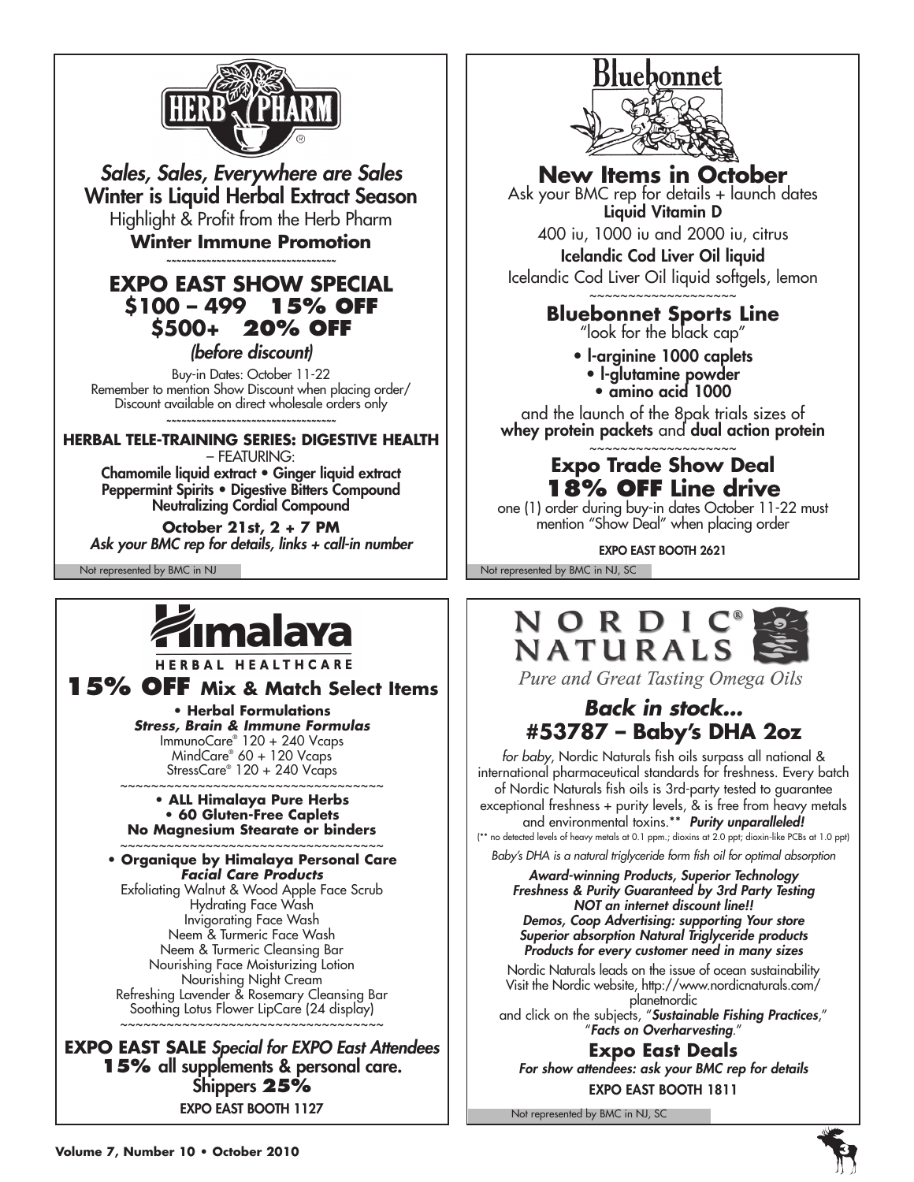## HERB PHARM

*Sales, Sales, Everywhere are Sales*

**Winter is Liquid Herbal Extract Season**

Highlight & Profit from the Herb Pharm

**Winter Immune Promotion**

~~~~~~~~~~~~~~~~~~~~~~~~~~~~~~~~~~~~~~~~

### EXPO EAST SHOW SPECIAL
### $100 – 499 15% OFF
### $500+ 20% OFF

*(before discount)*

Buy-in Dates: October 11-22
Remember to mention Show Discount when placing order/
Discount available on direct wholesale orders only

~~~~~~~~~~~~~~~~~~~~~~~~~~~~~~~~~~~~~~~~

**HERBAL TELE-TRAINING SERIES: DIGESTIVE HEALTH**
– FEATURING:

Chamomile liquid extract • Ginger liquid extract
Peppermint Spirits • Digestive Bitters Compound
Neutralizing Cordial Compound

**October 21st, 2 + 7 PM**

*Ask your BMC rep for details, links + call-in number*

Not represented by BMC in NJ

---

## Bluebonnet

### New Items in October

Ask your BMC rep for details + launch dates

**Liquid Vitamin D**

400 iu, 1000 iu and 2000 iu, citrus

**Icelandic Cod Liver Oil liquid**

Icelandic Cod Liver Oil liquid softgels, lemon

~~~~~~~~~~~~~~~~~~~~

### Bluebonnet Sports Line

"look for the black cap"

- l-arginine 1000 caplets
- l-glutamine powder
- amino acid 1000

and the launch of the 8pak trials sizes of **whey protein packets** and **dual action protein**

~~~~~~~~~~~~~~~~~~~~

### Expo Trade Show Deal
### 18% OFF Line drive

one (1) order during buy-in dates October 11-22 must mention "Show Deal" when placing order

EXPO EAST BOOTH 2621

Not represented by BMC in NJ, SC

---

## Himalaya HERBAL HEALTHCARE

### 15% OFF Mix & Match Select Items

**• Herbal Formulations**
***Stress, Brain & Immune Formulas***
ImmunoCare® 120 + 240 Vcaps
MindCare® 60 + 120 Vcaps
StressCare® 120 + 240 Vcaps

~~~~~~~~~~~~~~~~~~~~~~~~~~~~~~~~~~~~~~~~

**• ALL Himalaya Pure Herbs**
**• 60 Gluten-Free Caplets**
**No Magnesium Stearate or binders**

~~~~~~~~~~~~~~~~~~~~~~~~~~~~~~~~~~~~~~~~

**• Organique by Himalaya Personal Care**
***Facial Care Products***
Exfoliating Walnut & Wood Apple Face Scrub
Hydrating Face Wash
Invigorating Face Wash
Neem & Turmeric Face Wash
Neem & Turmeric Cleansing Bar
Nourishing Face Moisturizing Lotion
Nourishing Night Cream
Refreshing Lavender & Rosemary Cleansing Bar
Soothing Lotus Flower LipCare (24 display)

~~~~~~~~~~~~~~~~~~~~~~~~~~~~~~~~~~~~~~~~

**EXPO EAST SALE** *Special for EXPO East Attendees*
**15%** all supplements & personal care.
Shippers **25%**

EXPO EAST BOOTH 1127

---

## NORDIC® NATURALS

*Pure and Great Tasting Omega Oils*

### *Back in stock...*
### #53787 – Baby's DHA 2oz

*for baby*, Nordic Naturals fish oils surpass all national & international pharmaceutical standards for freshness. Every batch of Nordic Naturals fish oils is 3rd-party tested to guarantee exceptional freshness + purity levels, & is free from heavy metals and environmental toxins.** ***Purity unparalleled!***

(** no detected levels of heavy metals at 0.1 ppm.; dioxins at 2.0 ppt; dioxin-like PCBs at 1.0 ppt)

*Baby's DHA is a natural triglyceride form fish oil for optimal absorption*

***Award-winning Products, Superior Technology***
***Freshness & Purity Guaranteed by 3rd Party Testing***
***NOT an internet discount line!!***
***Demos, Coop Advertising: supporting Your store***
***Superior absorption Natural Triglyceride products***
***Products for every customer need in many sizes***

Nordic Naturals leads on the issue of ocean sustainability
Visit the Nordic website, http://www.nordicnaturals.com/planetnordic
and click on the subjects, "***Sustainable Fishing Practices***," "***Facts on Overharvesting***."

### Expo East Deals

*For show attendees: ask your BMC rep for details*

EXPO EAST BOOTH 1811

Not represented by BMC in NJ, SC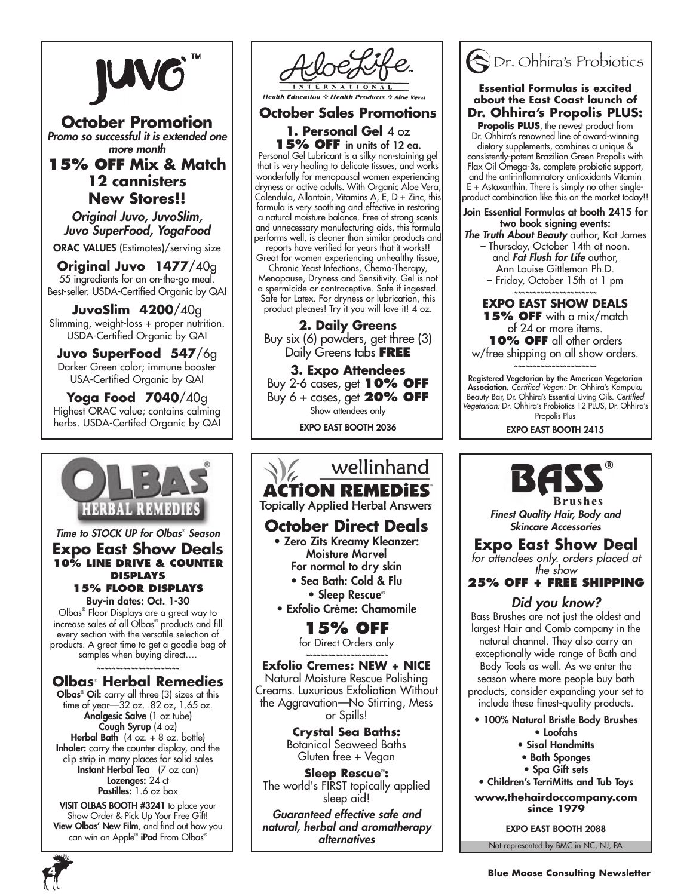# JUVO™

## October Promotion

*Promo so successful it is extended one more month*

**15% OFF Mix & Match 12 cannisters New Stores!!**

*Original Juvo, JuvoSlim, Juvo SuperFood, YogaFood*

ORAC VALUES (Estimates)/serving size

**Original Juvo 1477/40g**
55 ingredients for an on-the-go meal. Best-seller. USDA-Certified Organic by QAI

**JuvoSlim 4200/40g**
Slimming, weight-loss + proper nutrition. USDA-Certified Organic by QAI

**Juvo SuperFood 547/6g**
Darker Green color; immune booster USA-Certified Organic by QAI

**Yoga Food 7040/40g**
Highest ORAC value; contains calming herbs. USDA-Certifed Organic by QAI

# AloeLife International

*Health Education ❖ Health Products ❖ Aloe Vera*

## October Sales Promotions

**1. Personal Gel** 4 oz
**15% OFF** in units of 12 ea.

Personal Gel Lubricant is a silky non-staining gel that is very healing to delicate tissues, and works wonderfully for menopausal women experiencing dryness or active adults. With Organic Aloe Vera, Calendula, Allantoin, Vitamins A, E, D + Zinc, this formula is very soothing and effective in restoring a natural moisture balance. Free of strong scents and unnecessary manufacturing aids, this formula performs well, is cleaner than similar products and reports have verified for years that it works!! Great for women experiencing unhealthy tissue, Chronic Yeast Infections, Chemo-Therapy, Menopause, Dryness and Sensitivity. Gel is not a spermicide or contraceptive. Safe if ingested. Safe for Latex. For dryness or lubrication, this product pleases! Try it you will love it! 4 oz.

**2. Daily Greens**
Buy six (6) powders, get three (3) Daily Greens tabs **FREE**

**3. Expo Attendees**
Buy 2-6 cases, get **10% OFF**
Buy 6 + cases, get **20% OFF**
Show attendees only

EXPO EAST BOOTH 2036

# Dr. Ohhira's Probiotics

**Essential Formulas is excited about the East Coast launch of Dr. Ohhira's Propolis PLUS:**

**Propolis PLUS**, the newest product from Dr. Ohhira's renowned line of award-winning dietary supplements, combines a unique & consistently-potent Brazilian Green Propolis with Flax Oil Omega-3s, complete probiotic support, and the anti-inflammatory antioxidants Vitamin E + Astaxanthin. There is simply no other single-product combination like this on the market today!!

**Join Essential Formulas at booth 2415 for two book signing events:**
***The Truth About Beauty*** author, Kat James – Thursday, October 14th at noon.
and ***Fat Flush for Life*** author, Ann Louise Gittleman Ph.D. – Friday, October 15th at 1 pm

~~~~~~~~~~~~~~~~~~~~~~

**EXPO EAST SHOW DEALS**
**15% OFF** with a mix/match of 24 or more items.
**10% OFF** all other orders w/free shipping on all show orders.

~~~~~~~~~~~~~~~~~~~~~~

**Registered Vegetarian by the American Vegetarian Association**. *Certified Vegan:* Dr. Ohhira's Kampuku Beauty Bar, Dr. Ohhira's Essential Living Oils. *Certified Vegetarian:* Dr. Ohhira's Probiotics 12 PLUS, Dr. Ohhira's Propolis Plus

EXPO EAST BOOTH 2415

# OLBAS® HERBAL REMEDIES

*Time to STOCK UP for Olbas® Season*

## Expo East Show Deals

**10% LINE DRIVE & COUNTER DISPLAYS**
**15% FLOOR DISPLAYS**
**Buy-in dates: Oct. 1-30**

Olbas® Floor Displays are a great way to increase sales of all Olbas® products and fill every section with the versatile selection of products. A great time to get a goodie bag of samples when buying direct....

~~~~~~~~~~~~~~~~~~~~~~

## Olbas® Herbal Remedies

**Olbas® Oil:** carry all three (3) sizes at this time of year—32 oz. .82 oz, 1.65 oz.
**Analgesic Salve** (1 oz tube)
**Cough Syrup** (4 oz)
**Herbal Bath** (4 oz. + 8 oz. bottle)
**Inhaler:** carry the counter display, and the clip strip in many places for solid sales
**Instant Herbal Tea** (7 oz can)
**Lozenges:** 24 ct
**Pastilles:** 1.6 oz box

**VISIT OLBAS BOOTH #3241** to place your Show Order & Pick Up Your Free Gift!
**View Olbas' New Film**, and find out how you can win an Apple® **iPad** From Olbas®

# wellinhand ACTION REMEDIES™

Topically Applied Herbal Answers

## October Direct Deals

- **Zero Zits Kreamy Kleanzer: Moisture Marvel For normal to dry skin**
- **Sea Bath: Cold & Flu**
- **Sleep Rescue®**
- **Exfolio Crème: Chamomile**

**15% OFF**
for Direct Orders only

~~~~~~~~~~~~~~~~~~~~~~

**Exfolio Cremes: NEW + NICE**
Natural Moisture Rescue Polishing Creams. Luxurious Exfoliation Without the Aggravation—No Stirring, Mess or Spills!

**Crystal Sea Baths:**
Botanical Seaweed Baths Gluten free + Vegan

**Sleep Rescue®:**
The world's FIRST topically applied sleep aid!

***Guaranteed effective safe and natural, herbal and aromatherapy alternatives***

# BASS® Brushes

*Finest Quality Hair, Body and Skincare Accessories*

## Expo East Show Deal

*for attendees only. orders placed at the show*

**25% OFF + FREE SHIPPING**

### *Did you know?*

Bass Brushes are not just the oldest and largest Hair and Comb company in the natural channel. They also carry an exceptionally wide range of Bath and Body Tools as well. As we enter the season where more people buy bath products, consider expanding your set to include these finest-quality products.

- **100% Natural Bristle Body Brushes**
- **Loofahs**
- **Sisal Handmitts**
- **Bath Sponges**
- **Spa Gift sets**
- **Children's TerriMitts and Tub Toys**

**www.thehairdoccompany.com since 1979**

EXPO EAST BOOTH 2088

Not represented by BMC in NC, NJ, PA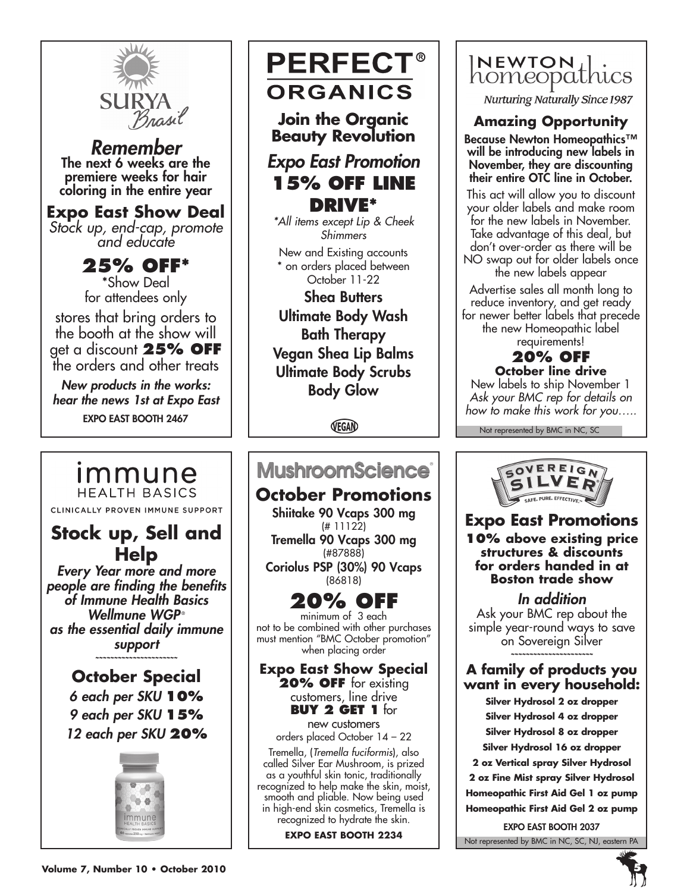## SURYA Brasil

### *Remember*

**The next 6 weeks are the premiere weeks for hair coloring in the entire year**

### Expo East Show Deal

*Stock up, end-cap, promote and educate*

## 25% OFF*

*Show Deal for attendees only

stores that bring orders to the booth at the show will get a discount **25% OFF** the orders and other treats

***New products in the works: hear the news 1st at Expo East***

**EXPO EAST BOOTH 2467**

---

## PERFECT® ORGANICS

### Join the Organic Beauty Revolution

### *Expo East Promotion*

## 15% OFF LINE DRIVE*

*\*All items except Lip & Cheek Shimmers*

New and Existing accounts * on orders placed between October 11-22

**Shea Butters**
**Ultimate Body Wash**
**Bath Therapy**
**Vegan Shea Lip Balms**
**Ultimate Body Scrubs**
**Body Glow**

VEGAN

---

## NEWTON homeopathics

*Nurturing Naturally Since 1987*

### Amazing Opportunity

**Because Newton Homeopathics™ will be introducing new labels in November, they are discounting their entire OTC line in October.**

This act will allow you to discount your older labels and make room for the new labels in November. Take advantage of this deal, but don't over-order as there will be NO swap out for older labels once the new labels appear

Advertise sales all month long to reduce inventory, and get ready for newer better labels that precede the new Homeopathic label requirements!

**20% OFF**
**October line drive**

New labels to ship November 1

*Ask your BMC rep for details on how to make this work for you…..*

Not represented by BMC in NC, SC

---

## immune HEALTH BASICS

CLINICALLY PROVEN IMMUNE SUPPORT

### Stock up, Sell and Help

***Every Year more and more people are finding the benefits of Immune Health Basics Wellmune WGP® as the essential daily immune support***

~~~~~~~~~~~~~~~~~~~~~~

### October Special

*6 each per SKU* **10%**
*9 each per SKU* **15%**
*12 each per SKU* **20%**

---

## MushroomScience®

### October Promotions

**Shiitake 90 Vcaps 300 mg**
(# 11122)
**Tremella 90 Vcaps 300 mg**
(#87888)
**Coriolus PSP (30%) 90 Vcaps**
(86818)

## 20% OFF

minimum of 3 each
not to be combined with other purchases
must mention "BMC October promotion" when placing order

### Expo East Show Special

**20% OFF** for existing customers, line drive
**BUY 2 GET 1** for new customers
orders placed October 14 – 22

Tremella, (*Tremella fuciformis*), also called Silver Ear Mushroom, is prized as a youthful skin tonic, traditionally recognized to help make the skin, moist, smooth and pliable. Now being used in high-end skin cosmetics, Tremella is recognized to hydrate the skin.

**EXPO EAST BOOTH 2234**

---

## SOVEREIGN SILVER

SAFE. PURE. EFFECTIVE.

### Expo East Promotions

**10% above existing price structures & discounts for orders handed in at Boston trade show**

### *In addition*

Ask your BMC rep about the simple year-round ways to save on Sovereign Silver

~~~~~~~~~~~~~~~~~~~~~~

### A family of products you want in every household:

**Silver Hydrosol 2 oz dropper**
**Silver Hydrosol 4 oz dropper**
**Silver Hydrosol 8 oz dropper**
**Silver Hydrosol 16 oz dropper**
**2 oz Vertical spray Silver Hydrosol**
**2 oz Fine Mist spray Silver Hydrosol**
**Homeopathic First Aid Gel 1 oz pump**
**Homeopathic First Aid Gel 2 oz pump**

**EXPO EAST BOOTH 2037**

Not represented by BMC in NC, SC, NJ, eastern PA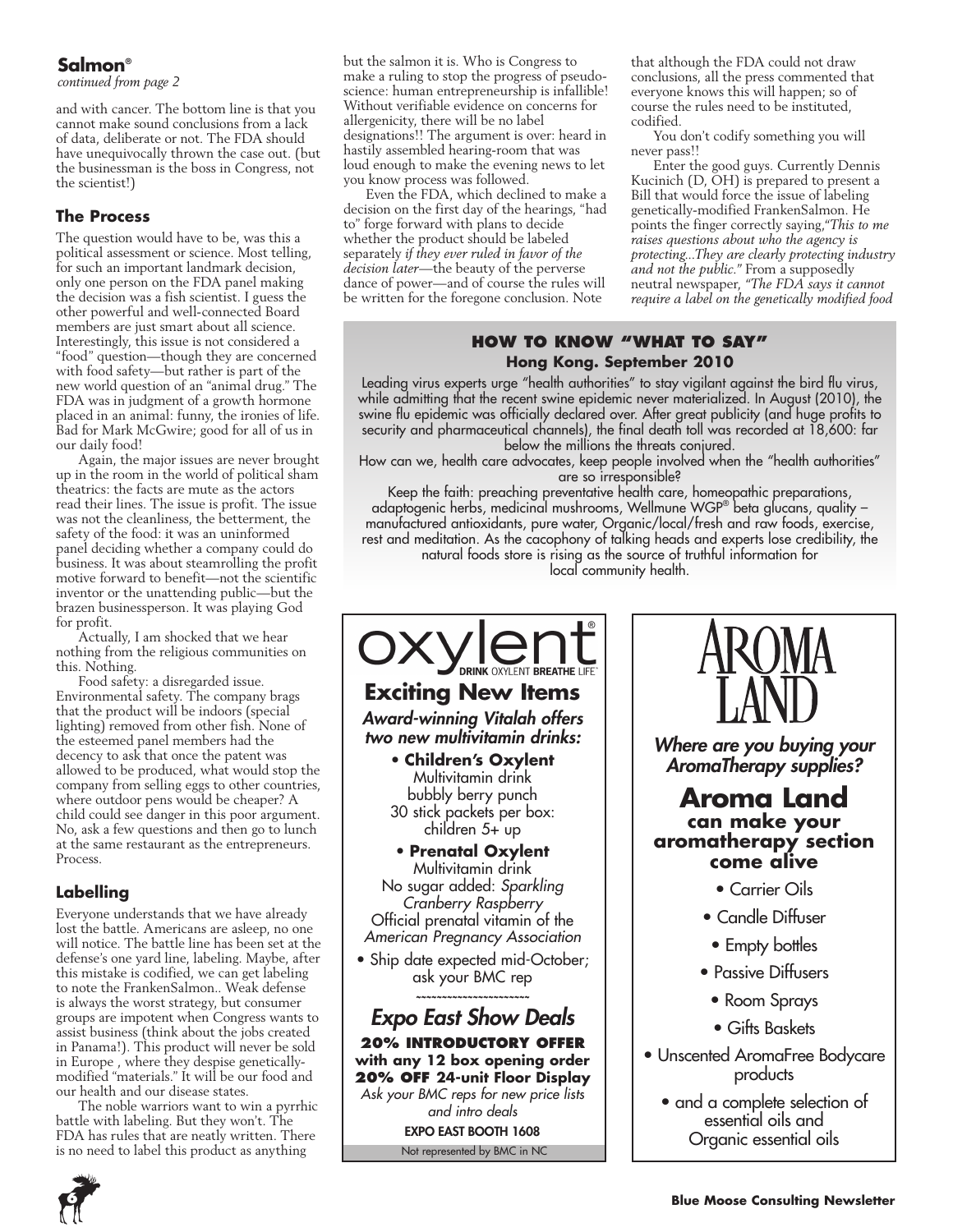## Salmon®

*continued from page 2*

and with cancer. The bottom line is that you cannot make sound conclusions from a lack of data, deliberate or not. The FDA should have unequivocally thrown the case out. (but the businessman is the boss in Congress, not the scientist!)

### The Process

The question would have to be, was this a political assessment or science. Most telling, for such an important landmark decision, only one person on the FDA panel making the decision was a fish scientist. I guess the other powerful and well-connected Board members are just smart about all science. Interestingly, this issue is not considered a "food" question—though they are concerned with food safety—but rather is part of the new world question of an "animal drug." The FDA was in judgment of a growth hormone placed in an animal: funny, the ironies of life. Bad for Mark McGwire; good for all of us in our daily food!

Again, the major issues are never brought up in the room in the world of political sham theatrics: the facts are mute as the actors read their lines. The issue is profit. The issue was not the cleanliness, the betterment, the safety of the food: it was an uninformed panel deciding whether a company could do business. It was about steamrolling the profit motive forward to benefit—not the scientific inventor or the unattending public—but the brazen businessperson. It was playing God for profit.

Actually, I am shocked that we hear nothing from the religious communities on this. Nothing.

Food safety: a disregarded issue. Environmental safety. The company brags that the product will be indoors (special lighting) removed from other fish. None of the esteemed panel members had the decency to ask that once the patent was allowed to be produced, what would stop the company from selling eggs to other countries, where outdoor pens would be cheaper? A child could see danger in this poor argument. No, ask a few questions and then go to lunch at the same restaurant as the entrepreneurs. Process.

### Labelling

Everyone understands that we have already lost the battle. Americans are asleep, no one will notice. The battle line has been set at the defense's one yard line, labeling. Maybe, after this mistake is codified, we can get labeling to note the FrankenSalmon.. Weak defense is always the worst strategy, but consumer groups are impotent when Congress wants to assist business (think about the jobs created in Panama!). This product will never be sold in Europe , where they despise genetically-modified "materials." It will be our food and our health and our disease states.

The noble warriors want to win a pyrrhic battle with labeling. But they won't. The FDA has rules that are neatly written. There is no need to label this product as anything but the salmon it is. Who is Congress to make a ruling to stop the progress of pseudo-science: human entrepreneurship is infallible! Without verifiable evidence on concerns for allergenicity, there will be no label designations!! The argument is over: heard in hastily assembled hearing-room that was loud enough to make the evening news to let you know process was followed.

Even the FDA, which declined to make a decision on the first day of the hearings, "had to" forge forward with plans to decide whether the product should be labeled separately *if they ever ruled in favor of the decision later*—the beauty of the perverse dance of power—and of course the rules will be written for the foregone conclusion. Note that although the FDA could not draw conclusions, all the press commented that everyone knows this will happen; so of course the rules need to be instituted, codified.

You don't codify something you will never pass!!

Enter the good guys. Currently Dennis Kucinich (D, OH) is prepared to present a Bill that would force the issue of labeling genetically-modified FrankenSalmon. He points the finger correctly saying,"*This to me raises questions about who the agency is protecting...They are clearly protecting industry and not the public.*" From a supposedly neutral newspaper, *"The FDA says it cannot require a label on the genetically modified food*

---

**HOW TO KNOW "WHAT TO SAY"**
**Hong Kong. September 2010**

Leading virus experts urge "health authorities" to stay vigilant against the bird flu virus, while admitting that the recent swine epidemic never materialized. In August (2010), the swine flu epidemic was officially declared over. After great publicity (and huge profits to security and pharmaceutical channels), the final death toll was recorded at 18,600: far below the millions the threats conjured.

How can we, health care advocates, keep people involved when the "health authorities" are so irresponsible?

Keep the faith: preaching preventative health care, homeopathic preparations, adaptogenic herbs, medicinal mushrooms, Wellmune WGP® beta glucans, quality – manufactured antioxidants, pure water, Organic/local/fresh and raw foods, exercise, rest and meditation. As the cacophony of talking heads and experts lose credibility, the natural foods store is rising as the source of truthful information for local community health.

---

**oxylent®** DRINK OXYLENT BREATHE LIFE™

**Exciting New Items**

***Award-winning Vitalah offers two new multivitamin drinks:***

- **Children's Oxylent**
  Multivitamin drink
  bubbly berry punch
  30 stick packets per box:
  children 5+ up
- **Prenatal Oxylent**
  Multivitamin drink
  No sugar added: *Sparkling Cranberry Raspberry*
  Official prenatal vitamin of the *American Pregnancy Association*
- Ship date expected mid-October; ask your BMC rep

***Expo East Show Deals***

**20% INTRODUCTORY OFFER with any 12 box opening order**
**20% OFF 24-unit Floor Display**
*Ask your BMC reps for new price lists and intro deals*

**EXPO EAST BOOTH 1608**

Not represented by BMC in NC

---

**AROMA LAND**

***Where are you buying your AromaTherapy supplies?***

**Aroma Land can make your aromatherapy section come alive**

- Carrier Oils
- Candle Diffuser
- Empty bottles
- Passive Diffusers
- Room Sprays
- Gifts Baskets
- Unscented AromaFree Bodycare products
- and a complete selection of essential oils and Organic essential oils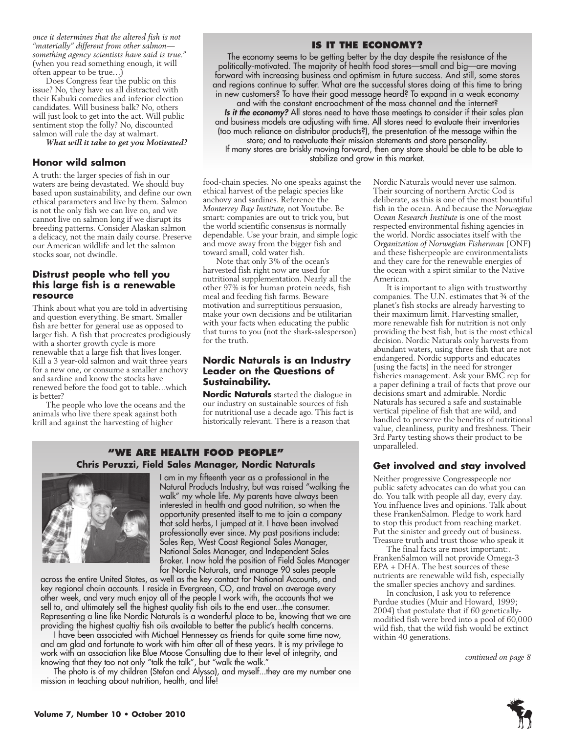*once it determines that the altered fish is not "materially" different from other salmon—something agency scientists have said is true."* (when you read something enough, it will often appear to be true…)

Does Congress fear the public on this issue? No, they have us all distracted with their Kabuki comedies and inferior election candidates. Will business balk? No, others will just look to get into the act. Will public sentiment stop the folly? No, discounted salmon will rule the day at walmart.

***What will it take to get you Motivated?***

### Honor wild salmon

A truth: the larger species of fish in our waters are being devastated. We should buy based upon sustainability, and define our own ethical parameters and live by them. Salmon is not the only fish we can live on, and we cannot live on salmon long if we disrupt its breeding patterns. Consider Alaskan salmon a delicacy, not the main daily course. Preserve our American wildlife and let the salmon stocks soar, not dwindle.

### Distrust people who tell you this large fish is a renewable resource

Think about what you are told in advertising and question everything. Be smart. Smaller fish are better for general use as opposed to larger fish. A fish that procreates prodigiously with a shorter growth cycle is more renewable that a large fish that lives longer. Kill a 3 year-old salmon and wait three years for a new one, or consume a smaller anchovy and sardine and know the stocks have renewed before the food got to table…which is better?

The people who love the oceans and the animals who live there speak against both krill and against the harvesting of higher food-chain species. No one speaks against the ethical harvest of the pelagic species like anchovy and sardines. Reference the *Monterrey Bay Institute*, not Youtube. Be smart: companies are out to trick you, but the world scientific consensus is normally dependable. Use your brain, and simple logic and move away from the bigger fish and toward small, cold water fish.

Note that only 3% of the ocean's harvested fish right now are used for nutritional supplementation. Nearly all the other 97% is for human protein needs, fish meal and feeding fish farms. Beware motivation and surreptitious persuasion, make your own decisions and be utilitarian with your facts when educating the public that turns to you (not the shark-salesperson) for the truth.

### Nordic Naturals is an Industry Leader on the Questions of Sustainability.

**Nordic Naturals** started the dialogue in our industry on sustainable sources of fish for nutritional use a decade ago. This fact is historically relevant. There is a reason that Nordic Naturals would never use salmon. Their sourcing of northern Arctic Cod is deliberate, as this is one of the most bountiful fish in the ocean. And because the *Norwegian Ocean Research Institute* is one of the most respected environmental fishing agencies in the world. Nordic associates itself with the *Organization of Norwegian Fisherman* (ONF) and these fisherpeople are environmentalists and they care for the renewable energies of the ocean with a spirit similar to the Native American.

It is important to align with trustworthy companies. The U.N. estimates that ¾ of the planet's fish stocks are already harvesting to their maximum limit. Harvesting smaller, more renewable fish for nutrition is not only providing the best fish, but is the most ethical decision. Nordic Naturals only harvests from abundant waters, using three fish that are not endangered. Nordic supports and educates (using the facts) in the need for stronger fisheries management. Ask your BMC rep for a paper defining a trail of facts that prove our decisions smart and admirable. Nordic Naturals has secured a safe and sustainable vertical pipeline of fish that are wild, and handled to preserve the benefits of nutritional value, cleanliness, purity and freshness. Their 3rd Party testing shows their product to be unparalleled.

### Get involved and stay involved

Neither progressive Congresspeople nor public safety advocates can do what you can do. You talk with people all day, every day. You influence lives and opinions. Talk about these FrankenSalmon. Pledge to work hard to stop this product from reaching market. Put the sinister and greedy out of business. Treasure truth and trust those who speak it

The final facts are most important:. FrankenSalmon will not provide Omega-3 EPA + DHA. The best sources of these nutrients are renewable wild fish, especially the smaller species anchovy and sardines.

In conclusion, I ask you to reference Purdue studies (Muir and Howard, 1999; 2004) that postulate that if 60 genetically-modified fish were bred into a pool of 60,000 wild fish, that the wild fish would be extinct within 40 generations.

*continued on page 8*

## IS IT THE ECONOMY?

The economy seems to be getting better by the day despite the resistance of the politically-motivated. The majority of health food stores—small and big—are moving forward with increasing business and optimism in future success. And still, some stores and regions continue to suffer. What are the successful stores doing at this time to bring in new customers? To have their good message heard? To expand in a weak economy and with the constant encroachment of the mass channel and the internet?

***Is it the economy?*** All stores need to have those meetings to consider if their sales plan and business models are adjusting with time. All stores need to evaluate their inventories (too much reliance on distributor products?), the presentation of the message within the store; and to reevaluate their mission statements and store personality.

If many stores are briskly moving forward, then any store should be able to be able to stabilize and grow in this market.

## "WE ARE HEALTH FOOD PEOPLE"

**Chris Peruzzi, Field Sales Manager, Nordic Naturals**

I am in my fifteenth year as a professional in the Natural Products Industry, but was raised "walking the walk" my whole life. My parents have always been interested in health and good nutrition, so when the opportunity presented itself to me to join a company that sold herbs, I jumped at it. I have been involved professionally ever since. My past positions include: Sales Rep, West Coast Regional Sales Manager, National Sales Manager, and Independent Sales Broker. I now hold the position of Field Sales Manager for Nordic Naturals, and manage 90 sales people across the entire United States, as well as the key contact for National Accounts, and key regional chain accounts. I reside in Evergreen, CO, and travel on average every other week, and very much enjoy all of the people I work with, the accounts that we sell to, and ultimately sell the highest quality fish oils to the end user...the consumer. Representing a line like Nordic Naturals is a wonderful place to be, knowing that we are providing the highest qualtiy fish oils available to better the public's health concerns.

I have been associated with Michael Hennessey as friends for quite some time now, and am glad and fortunate to work with him after all of these years. It is my privilege to work with an association like Blue Moose Consulting due to their level of integrity, and knowing that they too not only "talk the talk", but "walk the walk."

The photo is of my children (Stefan and Alyssa), and myself...they are my number one mission in teaching about nutrition, health, and life!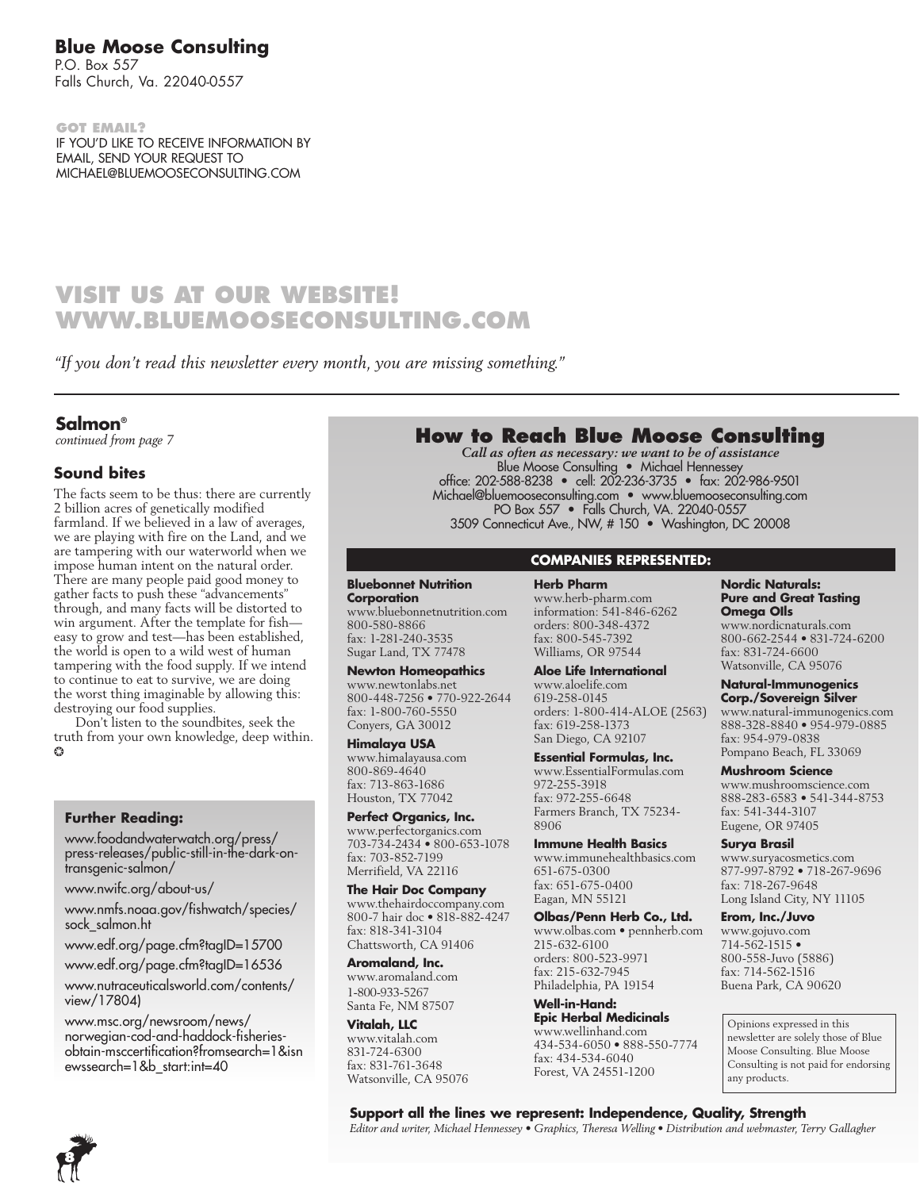## Blue Moose Consulting

P.O. Box 557
Falls Church, Va. 22040-0557

**GOT EMAIL?**
IF YOU'D LIKE TO RECEIVE INFORMATION BY EMAIL, SEND YOUR REQUEST TO MICHAEL@BLUEMOOSECONSULTING.COM

## VISIT US AT OUR WEBSITE! WWW.BLUEMOOSECONSULTING.COM

*"If you don't read this newsletter every month, you are missing something."*

---

## Salmon®

*continued from page 7*

### Sound bites

The facts seem to be thus: there are currently 2 billion acres of genetically modified farmland. If we believed in a law of averages, we are playing with fire on the Land, and we are tampering with our waterworld when we impose human intent on the natural order. There are many people paid good money to gather facts to push these "advancements" through, and many facts will be distorted to win argument. After the template for fish—easy to grow and test—has been established, the world is open to a wild west of human tampering with the food supply. If we intend to continue to eat to survive, we are doing the worst thing imaginable by allowing this: destroying our food supplies.

Don't listen to the soundbites, seek the truth from your own knowledge, deep within. ✪

### Further Reading:

www.foodandwaterwatch.org/press/press-releases/public-still-in-the-dark-on-transgenic-salmon/

www.nwifc.org/about-us/

www.nmfs.noaa.gov/fishwatch/species/sock_salmon.ht

www.edf.org/page.cfm?tagID=15700

www.edf.org/page.cfm?tagID=16536

www.nutraceuticalsworld.com/contents/view/17804)

www.msc.org/newsroom/news/norwegian-cod-and-haddock-fisheries-obtain-msccertification?fromsearch=1&isnewssearch=1&b_start:int=40

## How to Reach Blue Moose Consulting

*Call as often as necessary: we want to be of assistance*
Blue Moose Consulting • Michael Hennessey
office: 202-588-8238 • cell: 202-236-3735 • fax: 202-986-9501
Michael@bluemooseconsulting.com • www.bluemooseconsulting.com
PO Box 557 • Falls Church, VA. 22040-0557
3509 Connecticut Ave., NW, # 150 • Washington, DC 20008

### COMPANIES REPRESENTED:

**Bluebonnet Nutrition Corporation**
www.bluebonnetnutrition.com
800-580-8866
fax: 1-281-240-3535
Sugar Land, TX 77478

**Newton Homeopathics**
www.newtonlabs.net
800-448-7256 • 770-922-2644
fax: 1-800-760-5550
Conyers, GA 30012

**Himalaya USA**
www.himalayausa.com
800-869-4640
fax: 713-863-1686
Houston, TX 77042

**Perfect Organics, Inc.**
www.perfectorganics.com
703-734-2434 • 800-653-1078
fax: 703-852-7199
Merrifield, VA 22116

**The Hair Doc Company**
www.thehairdoccompany.com
800-7 hair doc • 818-882-4247
fax: 818-341-3104
Chattsworth, CA 91406

**Aromaland, Inc.**
www.aromaland.com
1-800-933-5267
Santa Fe, NM 87507

**Vitalah, LLC**
www.vitalah.com
831-724-6300
fax: 831-761-3648
Watsonville, CA 95076

**Herb Pharm**
www.herb-pharm.com
information: 541-846-6262
orders: 800-348-4372
fax: 800-545-7392
Williams, OR 97544

**Aloe Life International**
www.aloelife.com
619-258-0145
orders: 1-800-414-ALOE (2563)
fax: 619-258-1373
San Diego, CA 92107

**Essential Formulas, Inc.**
www.EssentialFormulas.com
972-255-3918
fax: 972-255-6648
Farmers Branch, TX 75234-8906

**Immune Health Basics**
www.immunehealthbasics.com
651-675-0300
fax: 651-675-0400
Eagan, MN 55121

**Olbas/Penn Herb Co., Ltd.**
www.olbas.com • pennherb.com
215-632-6100
orders: 800-523-9971
fax: 215-632-7945
Philadelphia, PA 19154

**Well-in-Hand: Epic Herbal Medicinals**
www.wellinhand.com
434-534-6050 • 888-550-7774
fax: 434-534-6040
Forest, VA 24551-1200

**Nordic Naturals: Pure and Great Tasting Omega OIls**
www.nordicnaturals.com
800-662-2544 • 831-724-6200
fax: 831-724-6600
Watsonville, CA 95076

**Natural-Immunogenics Corp./Sovereign Silver**
www.natural-immunogenics.com
888-328-8840 • 954-979-0885
fax: 954-979-0838
Pompano Beach, FL 33069

**Mushroom Science**
www.mushroomscience.com
888-283-6583 • 541-344-8753
fax: 541-344-3107
Eugene, OR 97405

**Surya Brasil**
www.suryacosmetics.com
877-997-8792 • 718-267-9696
fax: 718-267-9648
Long Island City, NY 11105

**Erom, Inc./Juvo**
www.gojuvo.com
714-562-1515 •
800-558-Juvo (5886)
fax: 714-562-1516
Buena Park, CA 90620

Opinions expressed in this newsletter are solely those of Blue Moose Consulting. Blue Moose Consulting is not paid for endorsing any products.

**Support all the lines we represent: Independence, Quality, Strength**
*Editor and writer, Michael Hennessey • Graphics, Theresa Welling • Distribution and webmaster, Terry Gallagher*